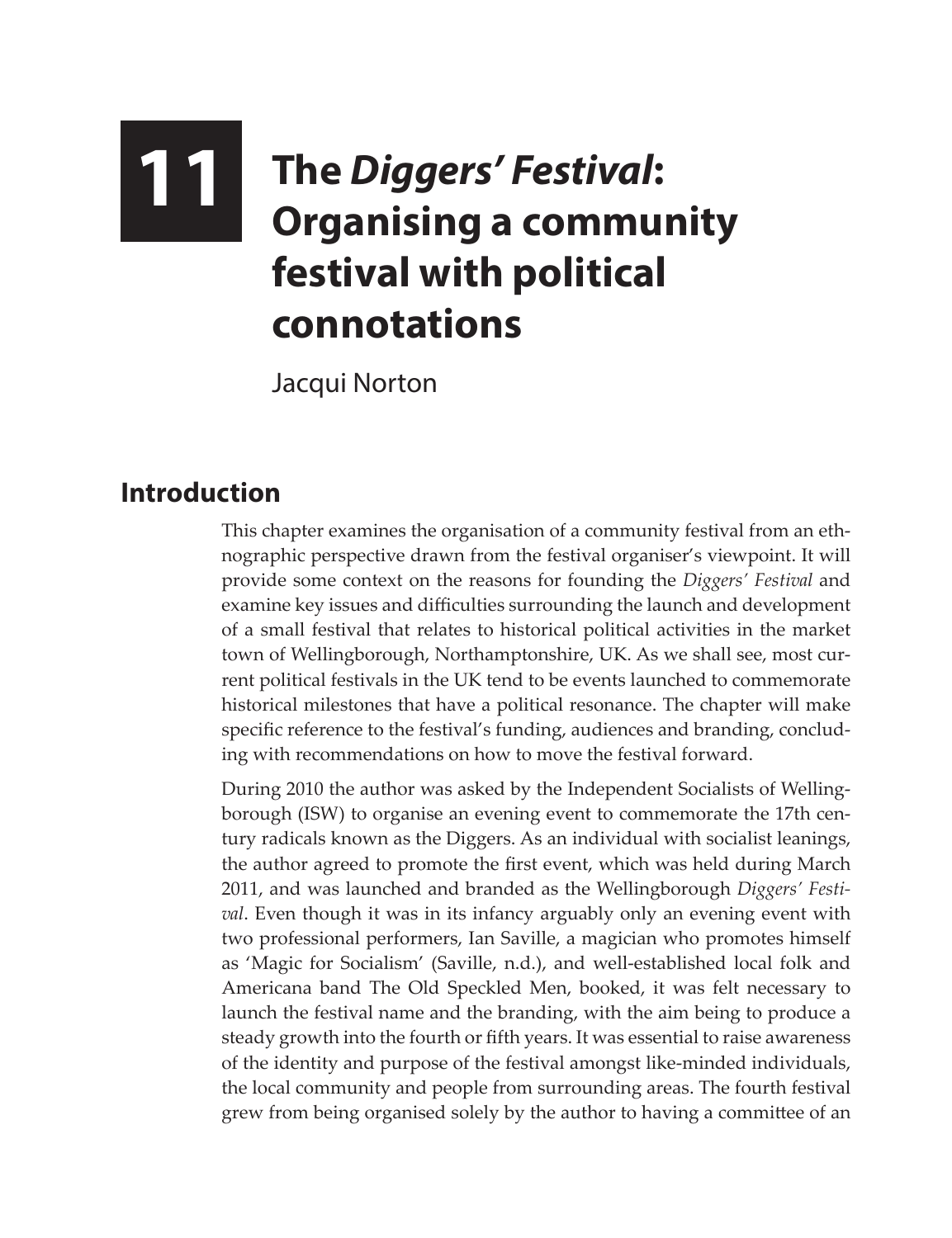# 11 The *Diggers' Festival*: Organising a community festival with political connotations

Jacqui Norton

## Introduction

This chapter examines the organisation of a community festival from an ethnographic perspective drawn from the festival organiser's viewpoint. It will provide some context on the reasons for founding the *Diggers' Festival* and examine key issues and difficulties surrounding the launch and development of a small festival that relates to historical political activities in the market town of Wellingborough, Northamptonshire, UK. As we shall see, most current political festivals in the UK tend to be events launched to commemorate historical milestones that have a political resonance. The chapter will make specific reference to the festival's funding, audiences and branding, concluding with recommendations on how to move the festival forward.

During 2010 the author was asked by the Independent Socialists of Wellingborough (ISW) to organise an evening event to commemorate the 17th century radicals known as the Diggers. As an individual with socialist leanings, the author agreed to promote the first event, which was held during March 2011, and was launched and branded as the Wellingborough *Diggers' Festival*. Even though it was in its infancy arguably only an evening event with two professional performers, Ian Saville, a magician who promotes himself as 'Magic for Socialism' (Saville, n.d.), and well-established local folk and Americana band The Old Speckled Men, booked, it was felt necessary to launch the festival name and the branding, with the aim being to produce a steady growth into the fourth or fifth years. It was essential to raise awareness of the identity and purpose of the festival amongst like-minded individuals, the local community and people from surrounding areas. The fourth festival grew from being organised solely by the author to having a committee of an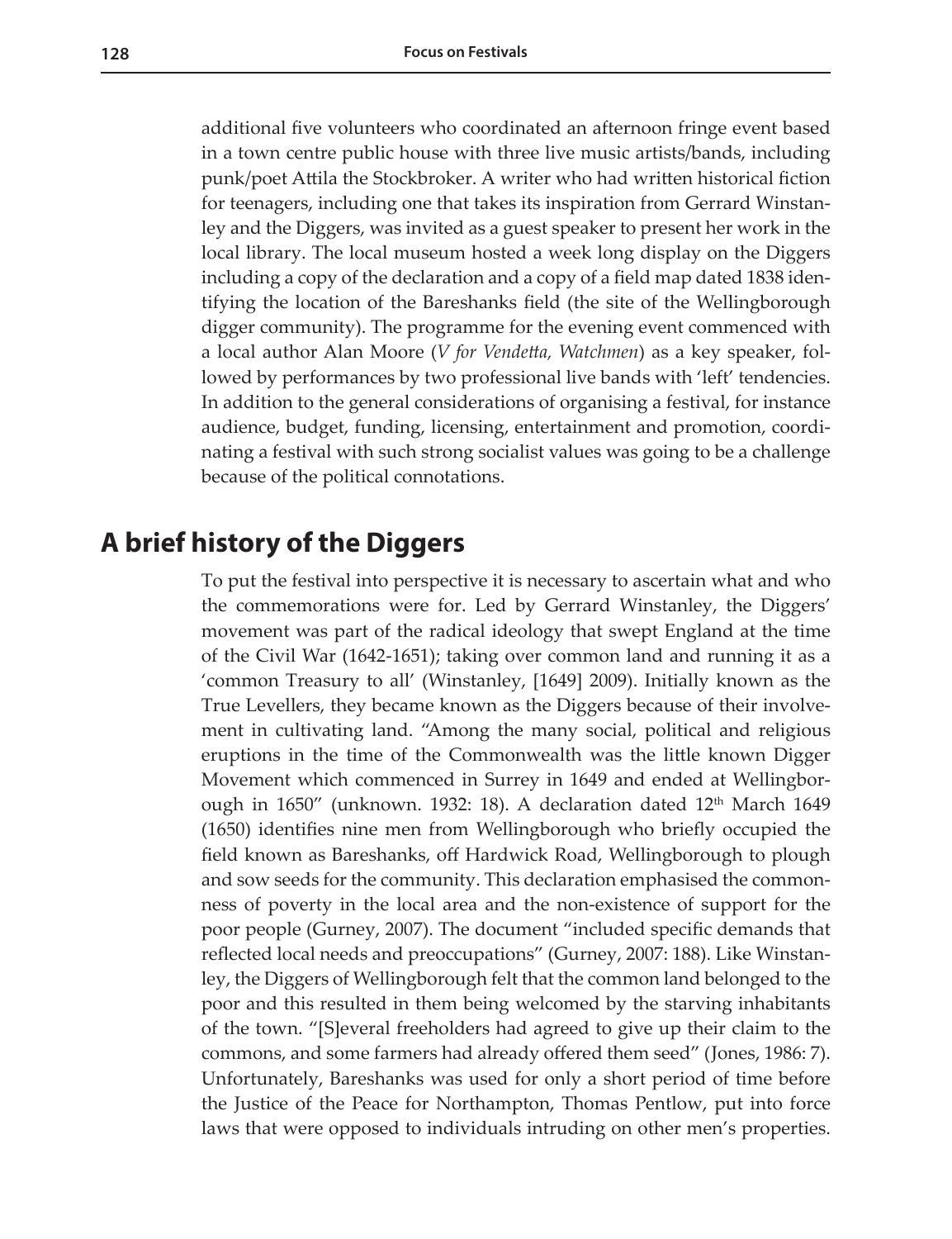additional five volunteers who coordinated an afternoon fringe event based in a town centre public house with three live music artists/bands, including punk/poet Attila the Stockbroker. A writer who had written historical fiction for teenagers, including one that takes its inspiration from Gerrard Winstanley and the Diggers, was invited as a guest speaker to present her work in the local library. The local museum hosted a week long display on the Diggers including a copy of the declaration and a copy of a field map dated 1838 identifying the location of the Bareshanks field (the site of the Wellingborough digger community). The programme for the evening event commenced with a local author Alan Moore (*V for Vendetta, Watchmen*) as a key speaker, followed by performances by two professional live bands with 'left' tendencies. In addition to the general considerations of organising a festival, for instance audience, budget, funding, licensing, entertainment and promotion, coordinating a festival with such strong socialist values was going to be a challenge because of the political connotations.

## A brief history of the Diggers

To put the festival into perspective it is necessary to ascertain what and who the commemorations were for. Led by Gerrard Winstanley, the Diggers' movement was part of the radical ideology that swept England at the time of the Civil War (1642-1651); taking over common land and running it as a 'common Treasury to all' (Winstanley, [1649] 2009). Initially known as the True Levellers, they became known as the Diggers because of their involvement in cultivating land. "Among the many social, political and religious eruptions in the time of the Commonwealth was the little known Digger Movement which commenced in Surrey in 1649 and ended at Wellingborough in 1650" (unknown. 1932: 18). A declaration dated 12th March 1649 (1650) identifies nine men from Wellingborough who briefly occupied the field known as Bareshanks, off Hardwick Road, Wellingborough to plough and sow seeds for the community. This declaration emphasised the commonness of poverty in the local area and the non-existence of support for the poor people (Gurney, 2007). The document "included specific demands that reflected local needs and preoccupations" (Gurney, 2007: 188). Like Winstanley, the Diggers of Wellingborough felt that the common land belonged to the poor and this resulted in them being welcomed by the starving inhabitants of the town. "[S]everal freeholders had agreed to give up their claim to the commons, and some farmers had already offered them seed" (Jones, 1986: 7). Unfortunately, Bareshanks was used for only a short period of time before the Justice of the Peace for Northampton, Thomas Pentlow, put into force laws that were opposed to individuals intruding on other men's properties.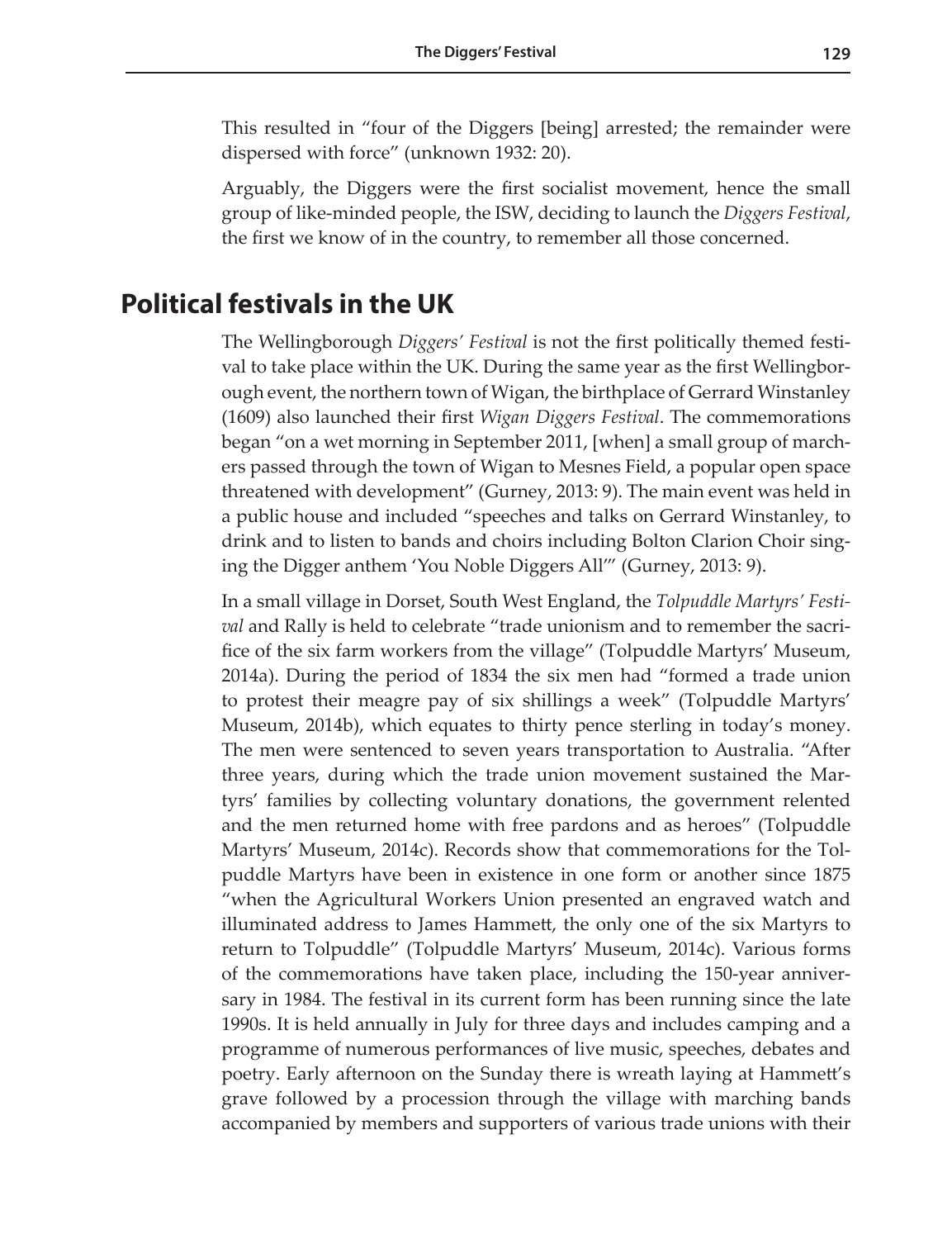This resulted in "four of the Diggers [being] arrested; the remainder were dispersed with force" (unknown 1932: 20).

Arguably, the Diggers were the first socialist movement, hence the small group of like-minded people, the ISW, deciding to launch the *Diggers Festival*, the first we know of in the country, to remember all those concerned.

## Political festivals in the UK

The Wellingborough *Diggers' Festival* is not the first politically themed festival to take place within the UK. During the same year as the first Wellingborough event, the northern town of Wigan, the birthplace of Gerrard Winstanley (1609) also launched their first *Wigan Diggers Festival*. The commemorations began "on a wet morning in September 2011, [when] a small group of marchers passed through the town of Wigan to Mesnes Field, a popular open space threatened with development" (Gurney, 2013: 9). The main event was held in a public house and included "speeches and talks on Gerrard Winstanley, to drink and to listen to bands and choirs including Bolton Clarion Choir singing the Digger anthem 'You Noble Diggers All'" (Gurney, 2013: 9).

In a small village in Dorset, South West England, the *Tolpuddle Martyrs' Festival* and Rally is held to celebrate "trade unionism and to remember the sacrifice of the six farm workers from the village" (Tolpuddle Martyrs' Museum, 2014a). During the period of 1834 the six men had "formed a trade union to protest their meagre pay of six shillings a week" (Tolpuddle Martyrs' Museum, 2014b), which equates to thirty pence sterling in today's money. The men were sentenced to seven years transportation to Australia. "After three years, during which the trade union movement sustained the Martyrs' families by collecting voluntary donations, the government relented and the men returned home with free pardons and as heroes" (Tolpuddle Martyrs' Museum, 2014c). Records show that commemorations for the Tolpuddle Martyrs have been in existence in one form or another since 1875 "when the Agricultural Workers Union presented an engraved watch and illuminated address to James Hammett, the only one of the six Martyrs to return to Tolpuddle" (Tolpuddle Martyrs' Museum, 2014c). Various forms of the commemorations have taken place, including the 150-year anniversary in 1984. The festival in its current form has been running since the late 1990s. It is held annually in July for three days and includes camping and a programme of numerous performances of live music, speeches, debates and poetry. Early afternoon on the Sunday there is wreath laying at Hammett's grave followed by a procession through the village with marching bands accompanied by members and supporters of various trade unions with their